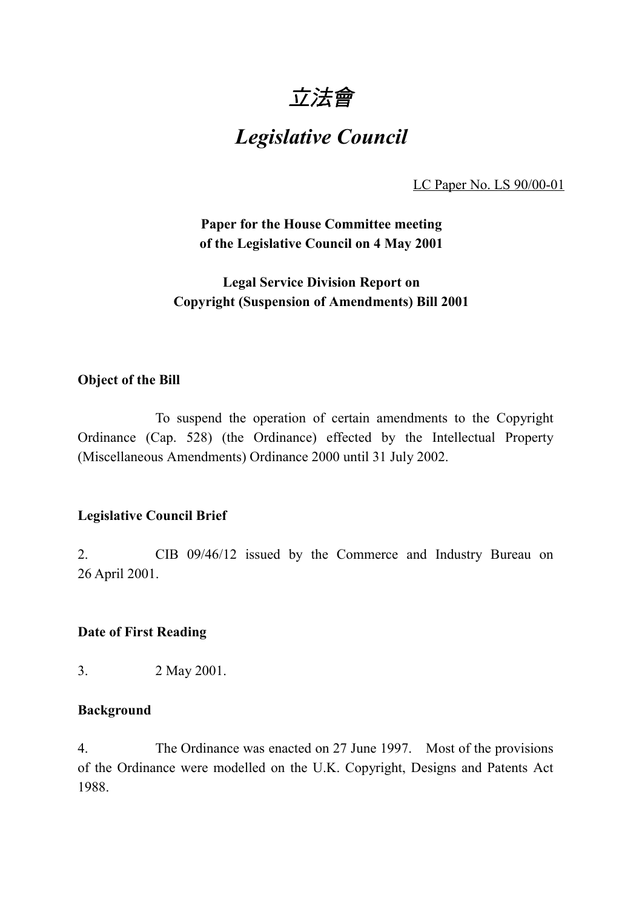# 立法會

# *Legislative Council*

LC Paper No. LS 90/00-01

**Paper for the House Committee meeting of the Legislative Council on 4 May 2001**

**Legal Service Division Report on Copyright (Suspension of Amendments) Bill 2001**

**Object of the Bill**

To suspend the operation of certain amendments to the Copyright Ordinance (Cap. 528) (the Ordinance) effected by the Intellectual Property (Miscellaneous Amendments) Ordinance 2000 until 31 July 2002.

**Legislative Council Brief**

2. CIB 09/46/12 issued by the Commerce and Industry Bureau on 26 April 2001.

**Date of First Reading**

3. 2 May 2001.

**Background**

4. The Ordinance was enacted on 27 June 1997. Most of the provisions of the Ordinance were modelled on the U.K. Copyright, Designs and Patents Act 1988.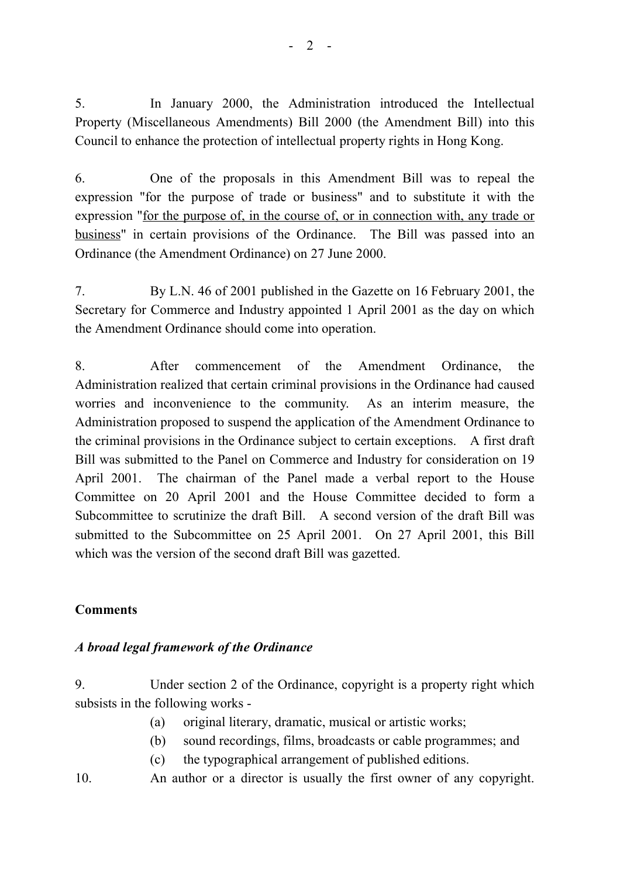5. In January 2000, the Administration introduced the Intellectual Property (Miscellaneous Amendments) Bill 2000 (the Amendment Bill) into this Council to enhance the protection of intellectual property rights in Hong Kong.

6. One of the proposals in this Amendment Bill was to repeal the expression "for the purpose of trade or business" and to substitute it with the expression "<u>for the purpose of, in the course of, or in connection with, any trade or business</u>" in certain provisions of the Ordinance. The Bill was passed into an Ordinance (the Amendment Ordinance) on 27 June 2000.

7. By L.N. 46 of 2001 published in the Gazette on 16 February 2001, the Secretary for Commerce and Industry appointed 1 April 2001 as the day on which the Amendment Ordinance should come into operation.

8. After commencement of the Amendment Ordinance, the Administration realized that certain criminal provisions in the Ordinance had caused worries and inconvenience to the community. As an interim measure, the Administration proposed to suspend the application of the Amendment Ordinance to the criminal provisions in the Ordinance subject to certain exceptions. A first draft Bill was submitted to the Panel on Commerce and Industry for consideration on 19 April 2001. The chairman of the Panel made a verbal report to the House Committee on 20 April 2001 and the House Committee decided to form a Subcommittee to scrutinize the draft Bill. A second version of the draft Bill was submitted to the Subcommittee on 25 April 2001. On 27 April 2001, this Bill which was the version of the second draft Bill was gazetted.

**Comments**

***A broad legal framework of the Ordinance***

9. Under section 2 of the Ordinance, copyright is a property right which subsists in the following works -

(a) original literary, dramatic, musical or artistic works;

(b) sound recordings, films, broadcasts or cable programmes; and

(c) the typographical arrangement of published editions.

10. An author or a director is usually the first owner of any copyright.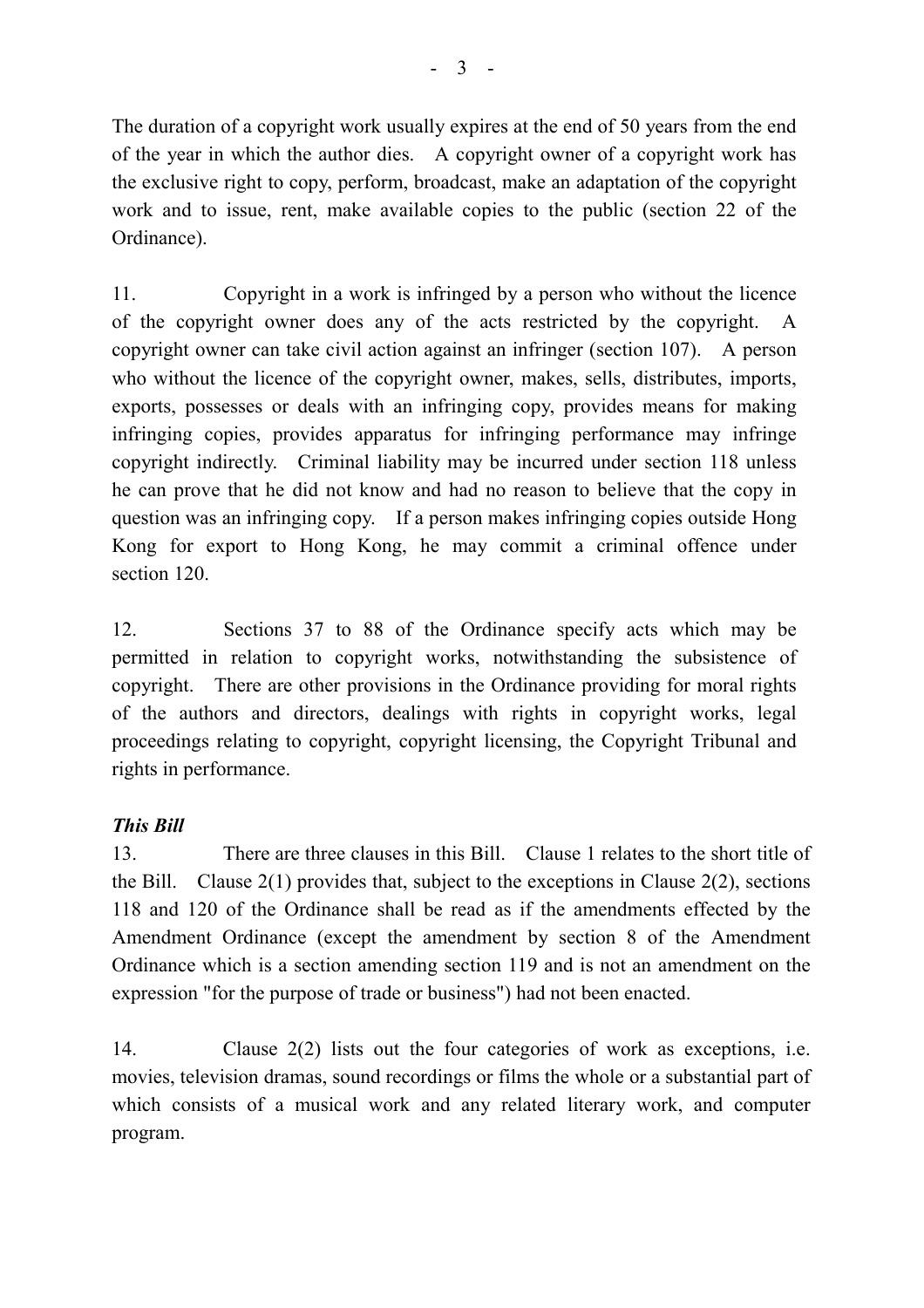The duration of a copyright work usually expires at the end of 50 years from the end of the year in which the author dies. A copyright owner of a copyright work has the exclusive right to copy, perform, broadcast, make an adaptation of the copyright work and to issue, rent, make available copies to the public (section 22 of the Ordinance).

11. Copyright in a work is infringed by a person who without the licence of the copyright owner does any of the acts restricted by the copyright. A copyright owner can take civil action against an infringer (section 107). A person who without the licence of the copyright owner, makes, sells, distributes, imports, exports, possesses or deals with an infringing copy, provides means for making infringing copies, provides apparatus for infringing performance may infringe copyright indirectly. Criminal liability may be incurred under section 118 unless he can prove that he did not know and had no reason to believe that the copy in question was an infringing copy. If a person makes infringing copies outside Hong Kong for export to Hong Kong, he may commit a criminal offence under section 120.

12. Sections 37 to 88 of the Ordinance specify acts which may be permitted in relation to copyright works, notwithstanding the subsistence of copyright. There are other provisions in the Ordinance providing for moral rights of the authors and directors, dealings with rights in copyright works, legal proceedings relating to copyright, copyright licensing, the Copyright Tribunal and rights in performance.

***This Bill***

13. There are three clauses in this Bill. Clause 1 relates to the short title of the Bill. Clause 2(1) provides that, subject to the exceptions in Clause 2(2), sections 118 and 120 of the Ordinance shall be read as if the amendments effected by the Amendment Ordinance (except the amendment by section 8 of the Amendment Ordinance which is a section amending section 119 and is not an amendment on the expression "for the purpose of trade or business") had not been enacted.

14. Clause 2(2) lists out the four categories of work as exceptions, i.e. movies, television dramas, sound recordings or films the whole or a substantial part of which consists of a musical work and any related literary work, and computer program.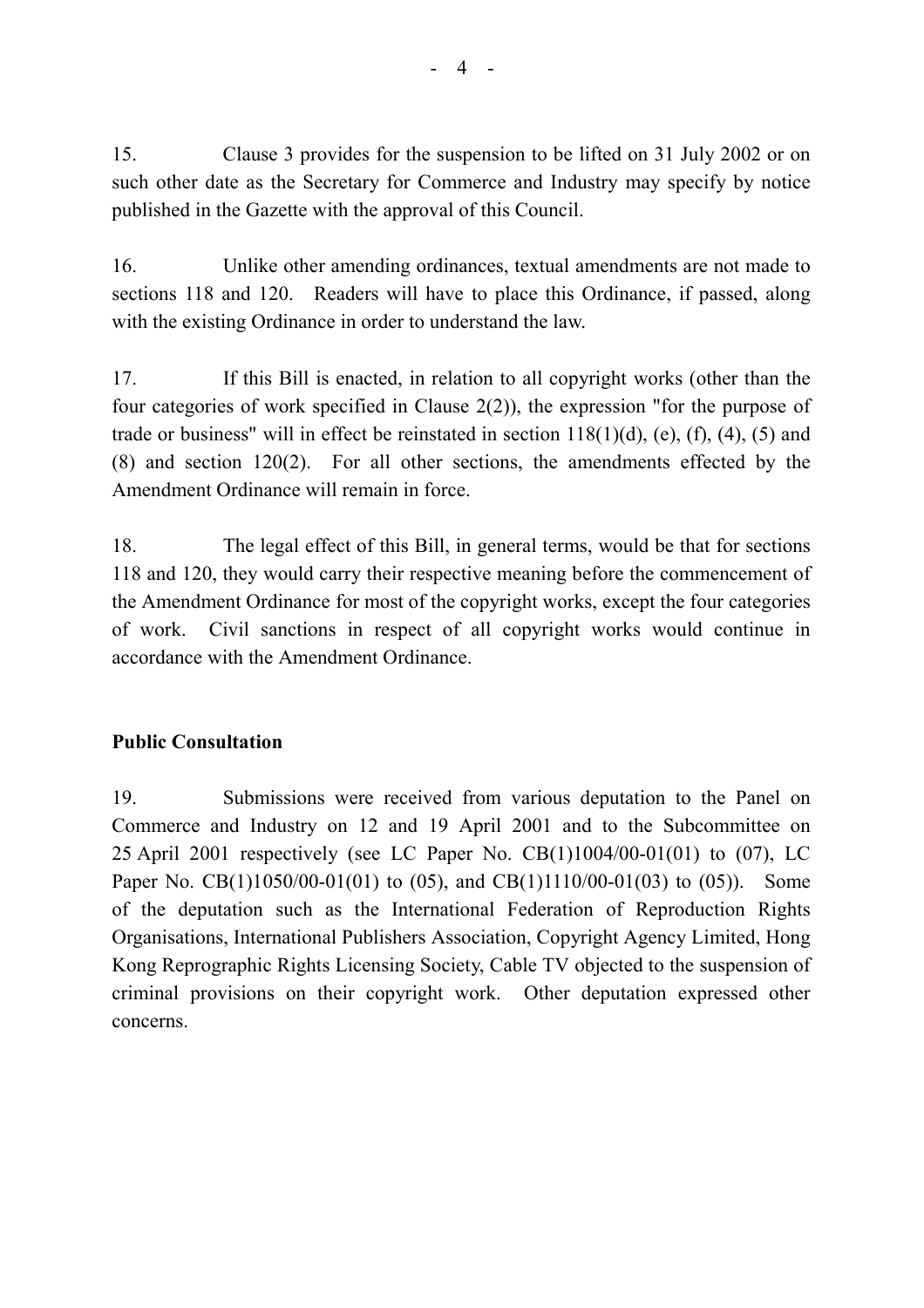15. Clause 3 provides for the suspension to be lifted on 31 July 2002 or on such other date as the Secretary for Commerce and Industry may specify by notice published in the Gazette with the approval of this Council.

16. Unlike other amending ordinances, textual amendments are not made to sections 118 and 120. Readers will have to place this Ordinance, if passed, along with the existing Ordinance in order to understand the law.

17. If this Bill is enacted, in relation to all copyright works (other than the four categories of work specified in Clause 2(2)), the expression "for the purpose of trade or business" will in effect be reinstated in section 118(1)(d), (e), (f), (4), (5) and (8) and section 120(2). For all other sections, the amendments effected by the Amendment Ordinance will remain in force.

18. The legal effect of this Bill, in general terms, would be that for sections 118 and 120, they would carry their respective meaning before the commencement of the Amendment Ordinance for most of the copyright works, except the four categories of work. Civil sanctions in respect of all copyright works would continue in accordance with the Amendment Ordinance.

**Public Consultation**

19. Submissions were received from various deputation to the Panel on Commerce and Industry on 12 and 19 April 2001 and to the Subcommittee on 25 April 2001 respectively (see LC Paper No. CB(1)1004/00-01(01) to (07), LC Paper No. CB(1)1050/00-01(01) to (05), and CB(1)1110/00-01(03) to (05)). Some of the deputation such as the International Federation of Reproduction Rights Organisations, International Publishers Association, Copyright Agency Limited, Hong Kong Reprographic Rights Licensing Society, Cable TV objected to the suspension of criminal provisions on their copyright work. Other deputation expressed other concerns.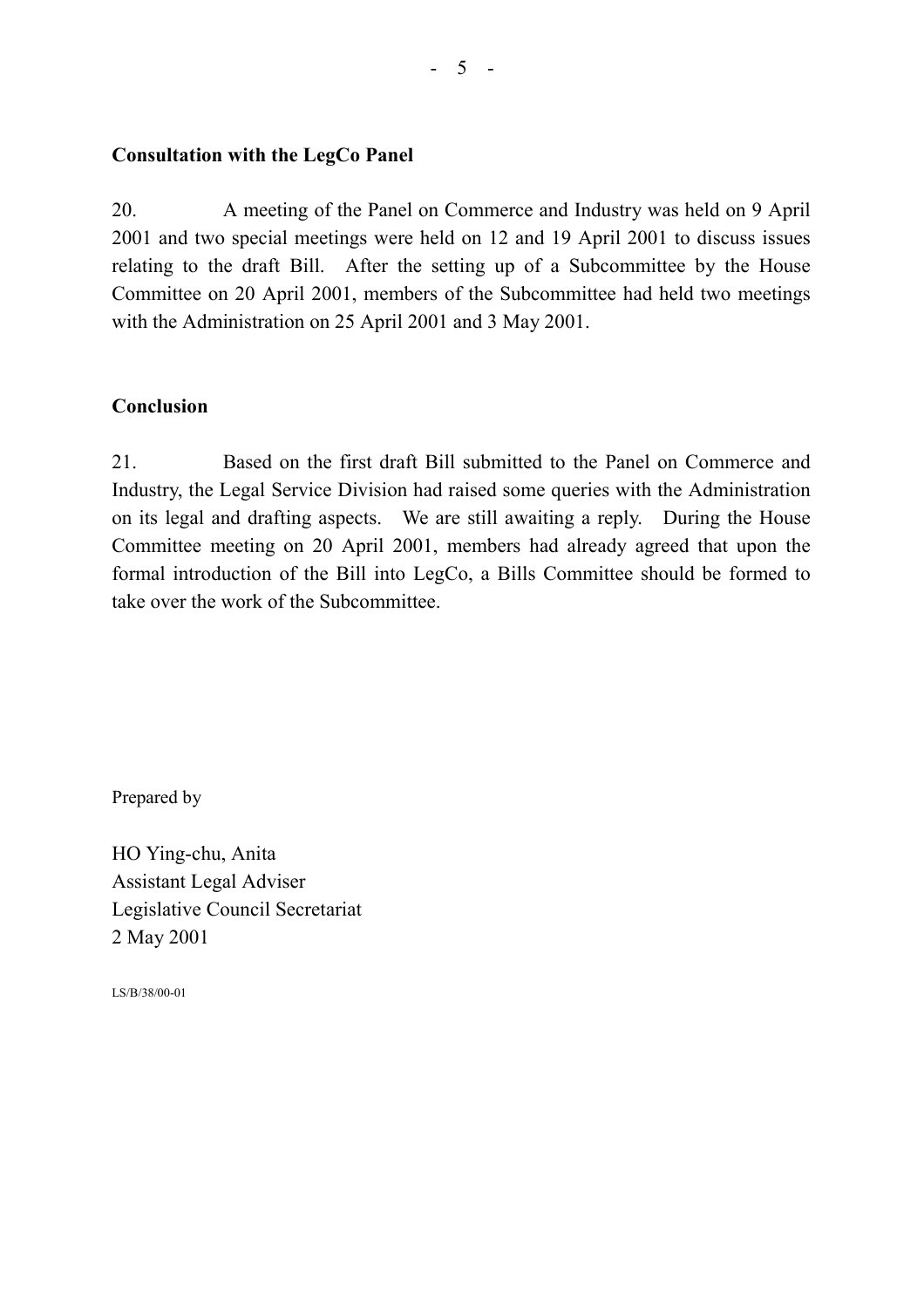**Consultation with the LegCo Panel**

20. A meeting of the Panel on Commerce and Industry was held on 9 April 2001 and two special meetings were held on 12 and 19 April 2001 to discuss issues relating to the draft Bill. After the setting up of a Subcommittee by the House Committee on 20 April 2001, members of the Subcommittee had held two meetings with the Administration on 25 April 2001 and 3 May 2001.

**Conclusion**

21. Based on the first draft Bill submitted to the Panel on Commerce and Industry, the Legal Service Division had raised some queries with the Administration on its legal and drafting aspects. We are still awaiting a reply. During the House Committee meeting on 20 April 2001, members had already agreed that upon the formal introduction of the Bill into LegCo, a Bills Committee should be formed to take over the work of the Subcommittee.

Prepared by

HO Ying-chu, Anita
Assistant Legal Adviser
Legislative Council Secretariat
2 May 2001

LS/B/38/00-01